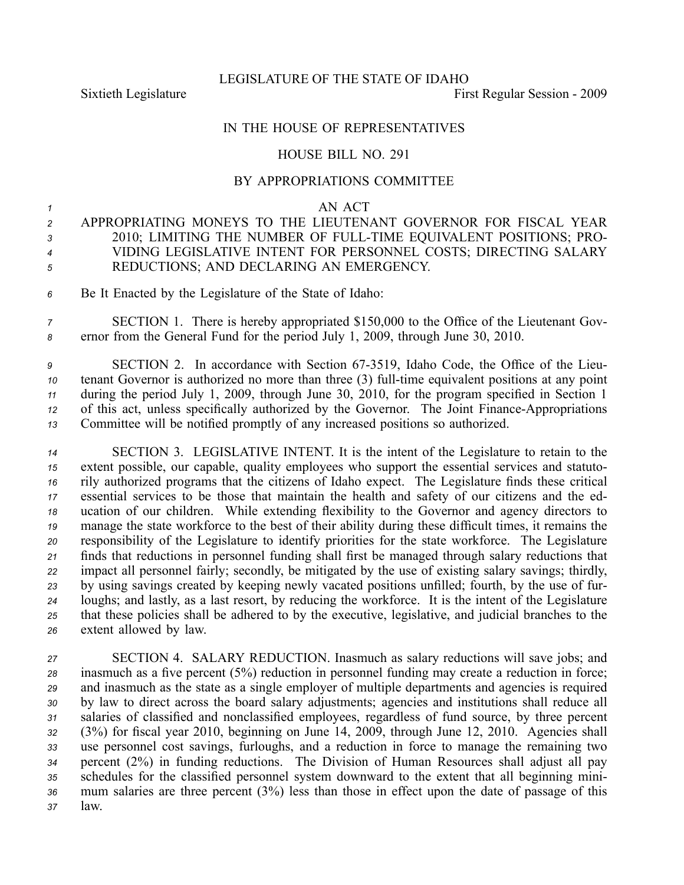LEGISLATURE OF THE STATE OF IDAHO

Sixtieth Legislature First Regular Session - 2009

IN THE HOUSE OF REPRESENTATIVES

HOUSE BILL NO. 291

BY APPROPRIATIONS COMMITTEE

AN ACT

APPROPRIATING MONEYS TO THE LIEUTENANT GOVERNOR FOR FISCAL YEAR 2010; LIMITING THE NUMBER OF FULL-TIME EQUIVALENT POSITIONS; PROVIDING LEGISLATIVE INTENT FOR PERSONNEL COSTS; DIRECTING SALARY REDUCTIONS; AND DECLARING AN EMERGENCY.

Be It Enacted by the Legislature of the State of Idaho:

SECTION 1. There is hereby appropriated $150,000 to the Office of the Lieutenant Governor from the General Fund for the period July 1, 2009, through June 30, 2010.

SECTION 2. In accordance with Section 67-3519, Idaho Code, the Office of the Lieutenant Governor is authorized no more than three (3) full-time equivalent positions at any point during the period July 1, 2009, through June 30, 2010, for the program specified in Section 1 of this act, unless specifically authorized by the Governor. The Joint Finance-Appropriations Committee will be notified promptly of any increased positions so authorized.

SECTION 3. LEGISLATIVE INTENT. It is the intent of the Legislature to retain to the extent possible, our capable, quality employees who support the essential services and statutorily authorized programs that the citizens of Idaho expect. The Legislature finds these critical essential services to be those that maintain the health and safety of our citizens and the education of our children. While extending flexibility to the Governor and agency directors to manage the state workforce to the best of their ability during these difficult times, it remains the responsibility of the Legislature to identify priorities for the state workforce. The Legislature finds that reductions in personnel funding shall first be managed through salary reductions that impact all personnel fairly; secondly, be mitigated by the use of existing salary savings; thirdly, by using savings created by keeping newly vacated positions unfilled; fourth, by the use of furloughs; and lastly, as a last resort, by reducing the workforce. It is the intent of the Legislature that these policies shall be adhered to by the executive, legislative, and judicial branches to the extent allowed by law.

SECTION 4. SALARY REDUCTION. Inasmuch as salary reductions will save jobs; and inasmuch as a five percent (5%) reduction in personnel funding may create a reduction in force; and inasmuch as the state as a single employer of multiple departments and agencies is required by law to direct across the board salary adjustments; agencies and institutions shall reduce all salaries of classified and nonclassified employees, regardless of fund source, by three percent (3%) for fiscal year 2010, beginning on June 14, 2009, through June 12, 2010. Agencies shall use personnel cost savings, furloughs, and a reduction in force to manage the remaining two percent (2%) in funding reductions. The Division of Human Resources shall adjust all pay schedules for the classified personnel system downward to the extent that all beginning minimum salaries are three percent (3%) less than those in effect upon the date of passage of this law.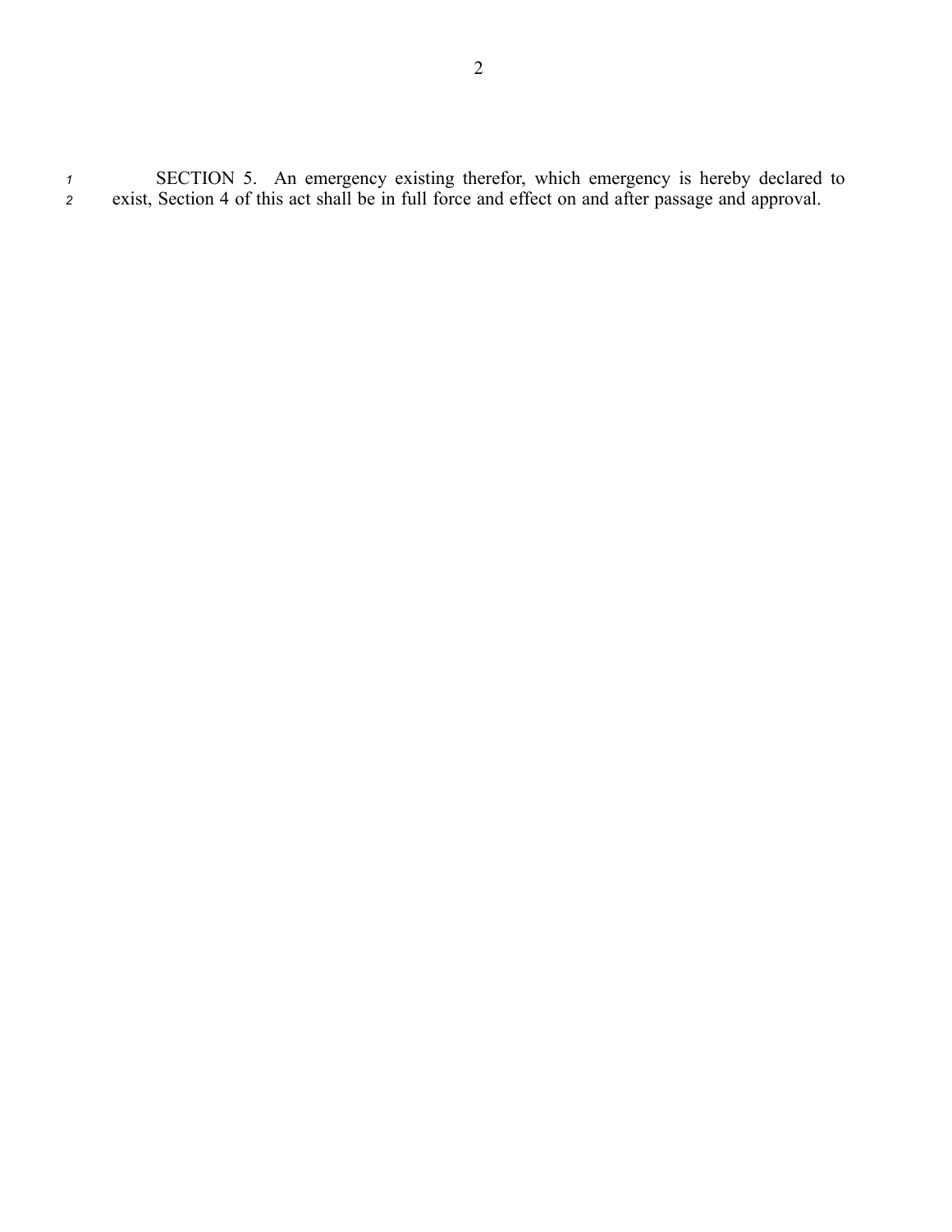SECTION 5. An emergency existing therefor, which emergency is hereby declared to exist, Section 4 of this act shall be in full force and effect on and after passage and approval.